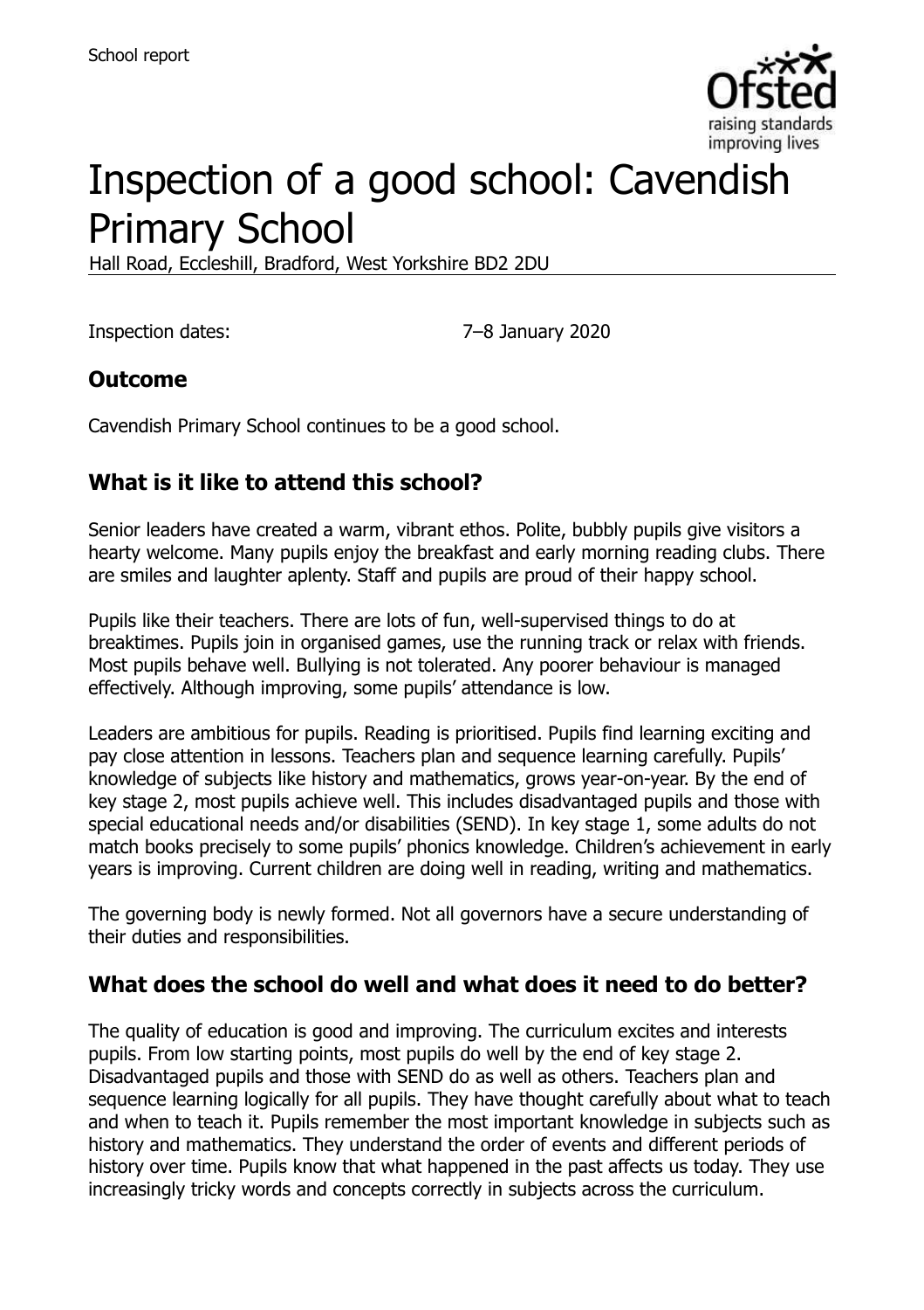School report

# Inspection of a good school: Cavendish Primary School

Hall Road, Eccleshill, Bradford, West Yorkshire BD2 2DU

Inspection dates: 7–8 January 2020

## Outcome

Cavendish Primary School continues to be a good school.

## What is it like to attend this school?

Senior leaders have created a warm, vibrant ethos. Polite, bubbly pupils give visitors a hearty welcome. Many pupils enjoy the breakfast and early morning reading clubs. There are smiles and laughter aplenty. Staff and pupils are proud of their happy school.

Pupils like their teachers. There are lots of fun, well-supervised things to do at breaktimes. Pupils join in organised games, use the running track or relax with friends. Most pupils behave well. Bullying is not tolerated. Any poorer behaviour is managed effectively. Although improving, some pupils' attendance is low.

Leaders are ambitious for pupils. Reading is prioritised. Pupils find learning exciting and pay close attention in lessons. Teachers plan and sequence learning carefully. Pupils' knowledge of subjects like history and mathematics, grows year-on-year. By the end of key stage 2, most pupils achieve well. This includes disadvantaged pupils and those with special educational needs and/or disabilities (SEND). In key stage 1, some adults do not match books precisely to some pupils' phonics knowledge. Children's achievement in early years is improving. Current children are doing well in reading, writing and mathematics.

The governing body is newly formed. Not all governors have a secure understanding of their duties and responsibilities.

## What does the school do well and what does it need to do better?

The quality of education is good and improving. The curriculum excites and interests pupils. From low starting points, most pupils do well by the end of key stage 2. Disadvantaged pupils and those with SEND do as well as others. Teachers plan and sequence learning logically for all pupils. They have thought carefully about what to teach and when to teach it. Pupils remember the most important knowledge in subjects such as history and mathematics. They understand the order of events and different periods of history over time. Pupils know that what happened in the past affects us today. They use increasingly tricky words and concepts correctly in subjects across the curriculum.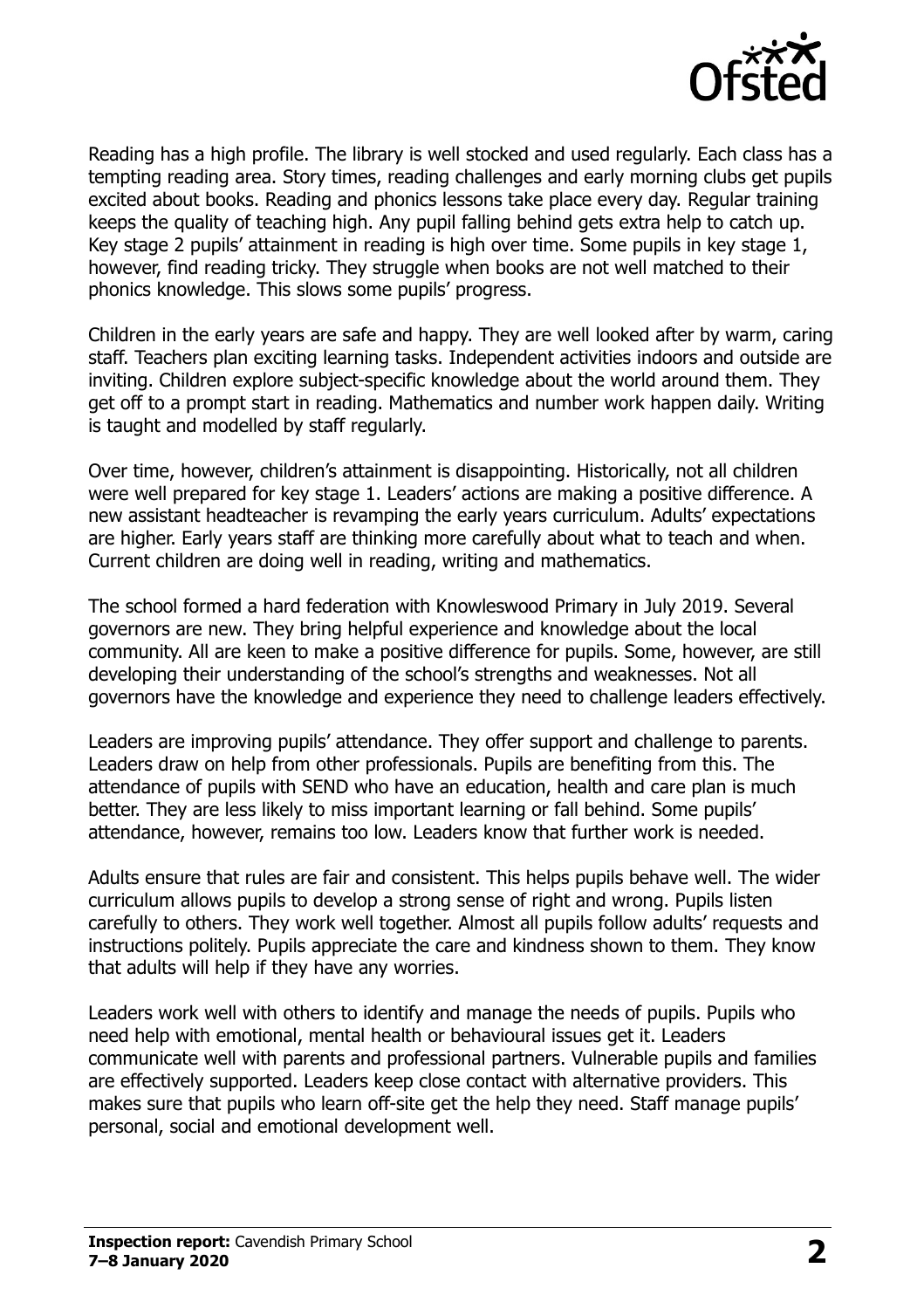Reading has a high profile. The library is well stocked and used regularly. Each class has a tempting reading area. Story times, reading challenges and early morning clubs get pupils excited about books. Reading and phonics lessons take place every day. Regular training keeps the quality of teaching high. Any pupil falling behind gets extra help to catch up. Key stage 2 pupils' attainment in reading is high over time. Some pupils in key stage 1, however, find reading tricky. They struggle when books are not well matched to their phonics knowledge. This slows some pupils' progress.

Children in the early years are safe and happy. They are well looked after by warm, caring staff. Teachers plan exciting learning tasks. Independent activities indoors and outside are inviting. Children explore subject-specific knowledge about the world around them. They get off to a prompt start in reading. Mathematics and number work happen daily. Writing is taught and modelled by staff regularly.

Over time, however, children's attainment is disappointing. Historically, not all children were well prepared for key stage 1. Leaders' actions are making a positive difference. A new assistant headteacher is revamping the early years curriculum. Adults' expectations are higher. Early years staff are thinking more carefully about what to teach and when. Current children are doing well in reading, writing and mathematics.

The school formed a hard federation with Knowleswood Primary in July 2019. Several governors are new. They bring helpful experience and knowledge about the local community. All are keen to make a positive difference for pupils. Some, however, are still developing their understanding of the school's strengths and weaknesses. Not all governors have the knowledge and experience they need to challenge leaders effectively.

Leaders are improving pupils' attendance. They offer support and challenge to parents. Leaders draw on help from other professionals. Pupils are benefiting from this. The attendance of pupils with SEND who have an education, health and care plan is much better. They are less likely to miss important learning or fall behind. Some pupils' attendance, however, remains too low. Leaders know that further work is needed.

Adults ensure that rules are fair and consistent. This helps pupils behave well. The wider curriculum allows pupils to develop a strong sense of right and wrong. Pupils listen carefully to others. They work well together. Almost all pupils follow adults' requests and instructions politely. Pupils appreciate the care and kindness shown to them. They know that adults will help if they have any worries.

Leaders work well with others to identify and manage the needs of pupils. Pupils who need help with emotional, mental health or behavioural issues get it. Leaders communicate well with parents and professional partners. Vulnerable pupils and families are effectively supported. Leaders keep close contact with alternative providers. This makes sure that pupils who learn off-site get the help they need. Staff manage pupils' personal, social and emotional development well.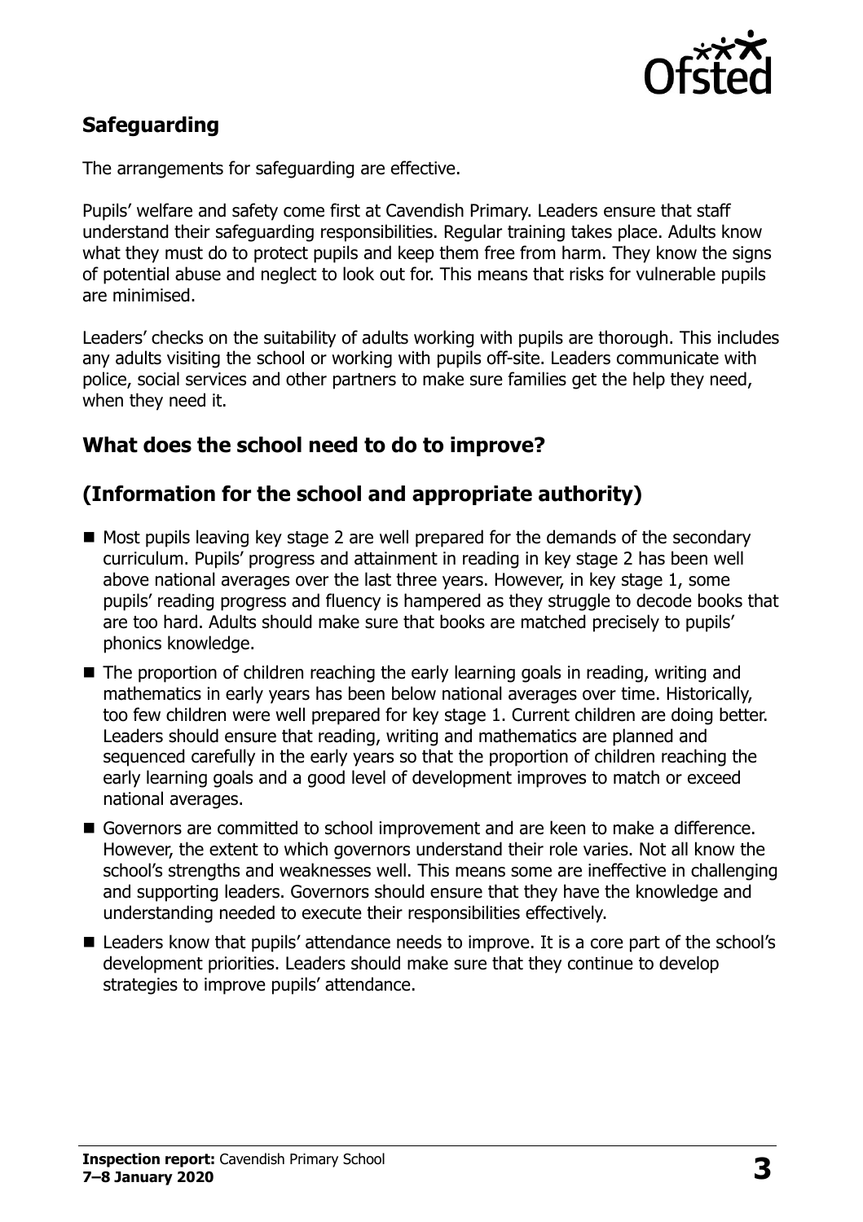## Safeguarding

The arrangements for safeguarding are effective.

Pupils' welfare and safety come first at Cavendish Primary. Leaders ensure that staff understand their safeguarding responsibilities. Regular training takes place. Adults know what they must do to protect pupils and keep them free from harm. They know the signs of potential abuse and neglect to look out for. This means that risks for vulnerable pupils are minimised.

Leaders' checks on the suitability of adults working with pupils are thorough. This includes any adults visiting the school or working with pupils off-site. Leaders communicate with police, social services and other partners to make sure families get the help they need, when they need it.

## What does the school need to do to improve?

## (Information for the school and appropriate authority)

- Most pupils leaving key stage 2 are well prepared for the demands of the secondary curriculum. Pupils' progress and attainment in reading in key stage 2 has been well above national averages over the last three years. However, in key stage 1, some pupils' reading progress and fluency is hampered as they struggle to decode books that are too hard. Adults should make sure that books are matched precisely to pupils' phonics knowledge.
- The proportion of children reaching the early learning goals in reading, writing and mathematics in early years has been below national averages over time. Historically, too few children were well prepared for key stage 1. Current children are doing better. Leaders should ensure that reading, writing and mathematics are planned and sequenced carefully in the early years so that the proportion of children reaching the early learning goals and a good level of development improves to match or exceed national averages.
- Governors are committed to school improvement and are keen to make a difference. However, the extent to which governors understand their role varies. Not all know the school's strengths and weaknesses well. This means some are ineffective in challenging and supporting leaders. Governors should ensure that they have the knowledge and understanding needed to execute their responsibilities effectively.
- Leaders know that pupils' attendance needs to improve. It is a core part of the school's development priorities. Leaders should make sure that they continue to develop strategies to improve pupils' attendance.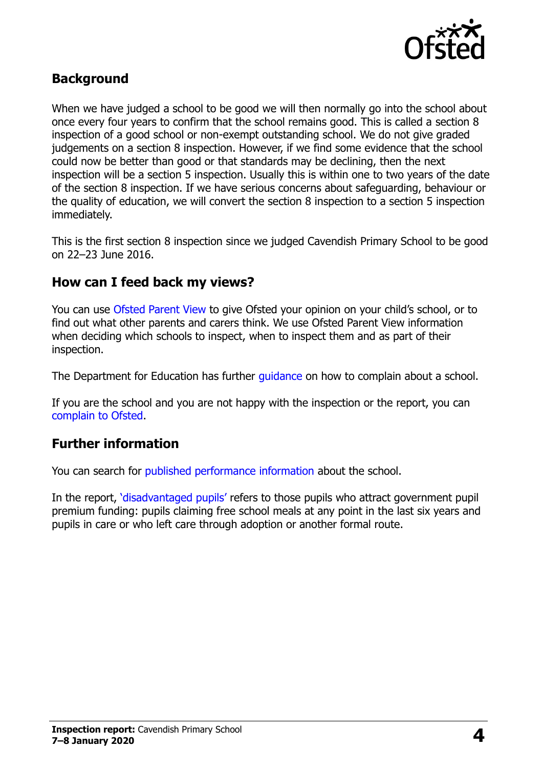## Background

When we have judged a school to be good we will then normally go into the school about once every four years to confirm that the school remains good. This is called a section 8 inspection of a good school or non-exempt outstanding school. We do not give graded judgements on a section 8 inspection. However, if we find some evidence that the school could now be better than good or that standards may be declining, then the next inspection will be a section 5 inspection. Usually this is within one to two years of the date of the section 8 inspection. If we have serious concerns about safeguarding, behaviour or the quality of education, we will convert the section 8 inspection to a section 5 inspection immediately.

This is the first section 8 inspection since we judged Cavendish Primary School to be good on 22–23 June 2016.

## How can I feed back my views?

You can use Ofsted Parent View to give Ofsted your opinion on your child's school, or to find out what other parents and carers think. We use Ofsted Parent View information when deciding which schools to inspect, when to inspect them and as part of their inspection.

The Department for Education has further guidance on how to complain about a school.

If you are the school and you are not happy with the inspection or the report, you can complain to Ofsted.

## Further information

You can search for published performance information about the school.

In the report, 'disadvantaged pupils' refers to those pupils who attract government pupil premium funding: pupils claiming free school meals at any point in the last six years and pupils in care or who left care through adoption or another formal route.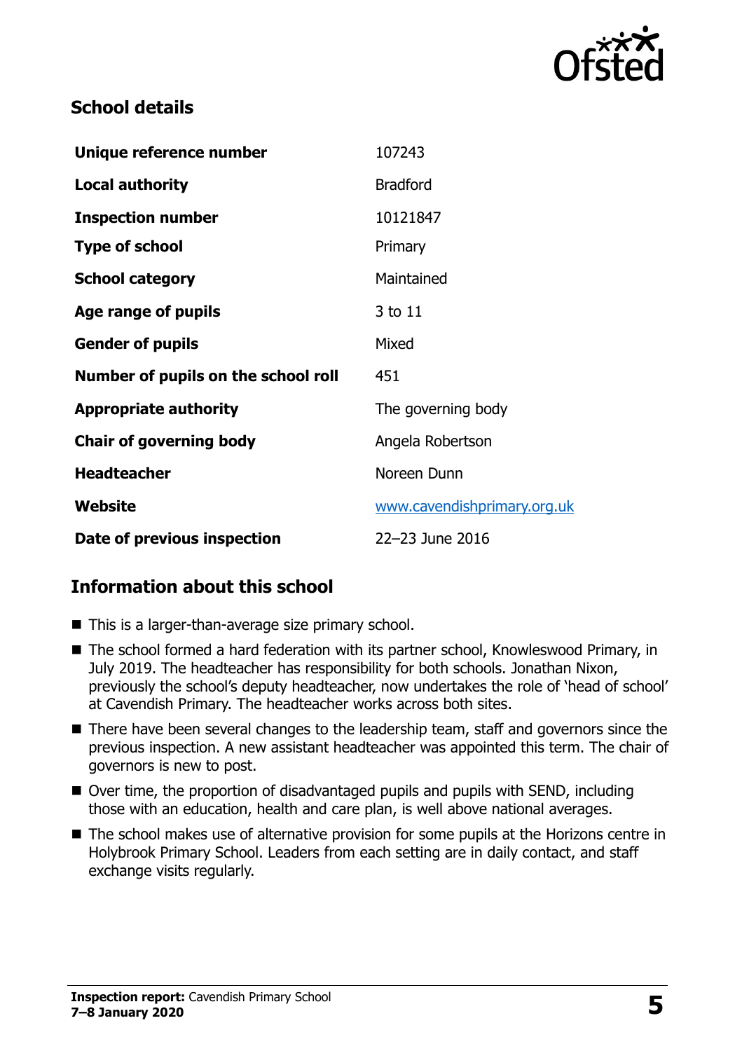## School details

| | |
|---|---|
| **Unique reference number** | 107243 |
| **Local authority** | Bradford |
| **Inspection number** | 10121847 |
| **Type of school** | Primary |
| **School category** | Maintained |
| **Age range of pupils** | 3 to 11 |
| **Gender of pupils** | Mixed |
| **Number of pupils on the school roll** | 451 |
| **Appropriate authority** | The governing body |
| **Chair of governing body** | Angela Robertson |
| **Headteacher** | Noreen Dunn |
| **Website** | www.cavendishprimary.org.uk |
| **Date of previous inspection** | 22–23 June 2016 |

## Information about this school

- This is a larger-than-average size primary school.
- The school formed a hard federation with its partner school, Knowleswood Primary, in July 2019. The headteacher has responsibility for both schools. Jonathan Nixon, previously the school's deputy headteacher, now undertakes the role of 'head of school' at Cavendish Primary. The headteacher works across both sites.
- There have been several changes to the leadership team, staff and governors since the previous inspection. A new assistant headteacher was appointed this term. The chair of governors is new to post.
- Over time, the proportion of disadvantaged pupils and pupils with SEND, including those with an education, health and care plan, is well above national averages.
- The school makes use of alternative provision for some pupils at the Horizons centre in Holybrook Primary School. Leaders from each setting are in daily contact, and staff exchange visits regularly.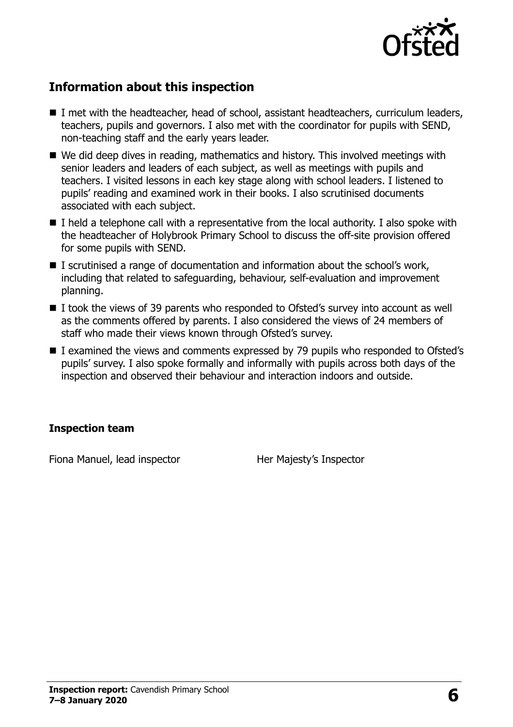## Information about this inspection

- I met with the headteacher, head of school, assistant headteachers, curriculum leaders, teachers, pupils and governors. I also met with the coordinator for pupils with SEND, non-teaching staff and the early years leader.
- We did deep dives in reading, mathematics and history. This involved meetings with senior leaders and leaders of each subject, as well as meetings with pupils and teachers. I visited lessons in each key stage along with school leaders. I listened to pupils' reading and examined work in their books. I also scrutinised documents associated with each subject.
- I held a telephone call with a representative from the local authority. I also spoke with the headteacher of Holybrook Primary School to discuss the off-site provision offered for some pupils with SEND.
- I scrutinised a range of documentation and information about the school's work, including that related to safeguarding, behaviour, self-evaluation and improvement planning.
- I took the views of 39 parents who responded to Ofsted's survey into account as well as the comments offered by parents. I also considered the views of 24 members of staff who made their views known through Ofsted's survey.
- I examined the views and comments expressed by 79 pupils who responded to Ofsted's pupils' survey. I also spoke formally and informally with pupils across both days of the inspection and observed their behaviour and interaction indoors and outside.

### Inspection team

| | |
|---|---|
| Fiona Manuel, lead inspector | Her Majesty's Inspector |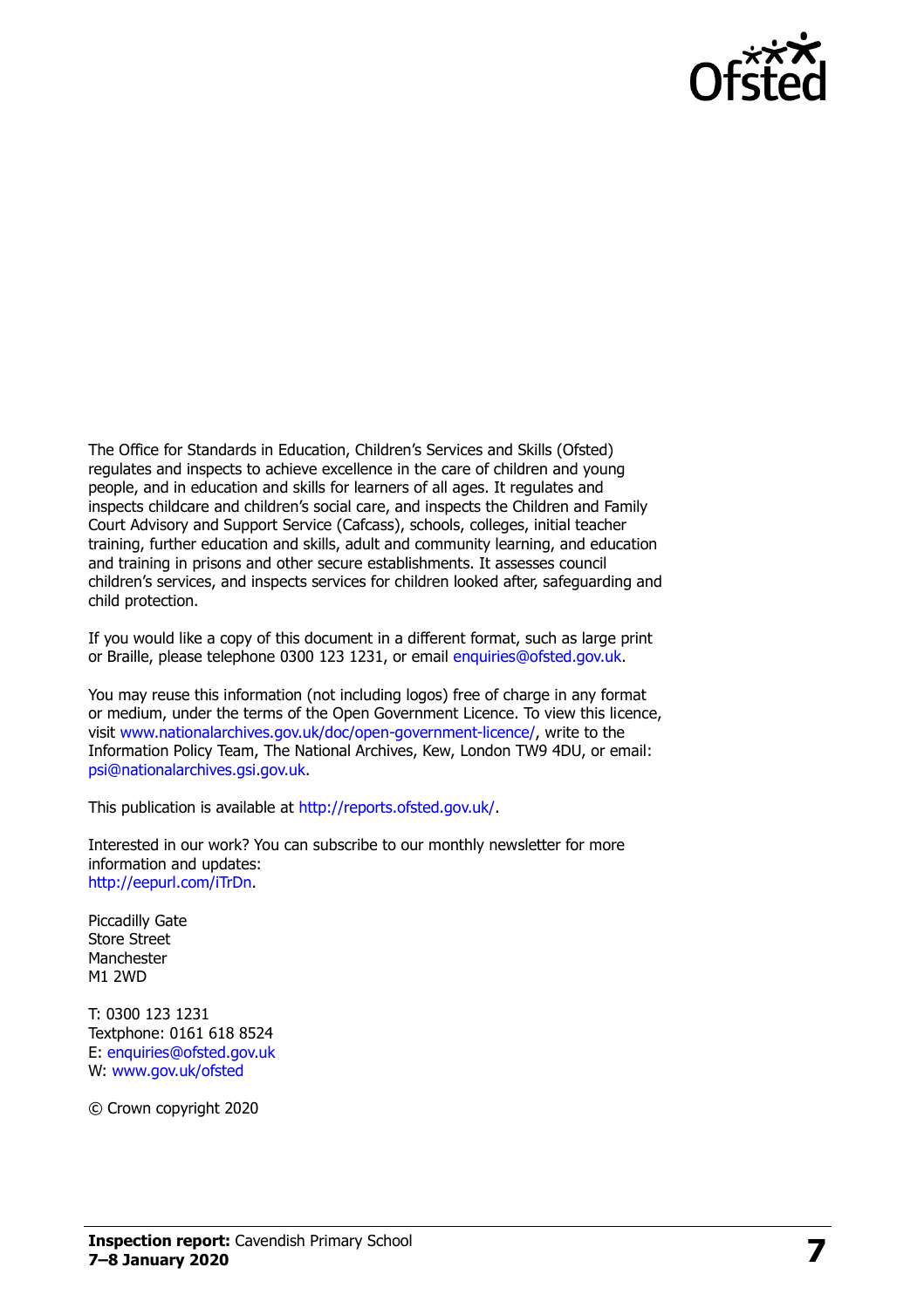The Office for Standards in Education, Children's Services and Skills (Ofsted) regulates and inspects to achieve excellence in the care of children and young people, and in education and skills for learners of all ages. It regulates and inspects childcare and children's social care, and inspects the Children and Family Court Advisory and Support Service (Cafcass), schools, colleges, initial teacher training, further education and skills, adult and community learning, and education and training in prisons and other secure establishments. It assesses council children's services, and inspects services for children looked after, safeguarding and child protection.

If you would like a copy of this document in a different format, such as large print or Braille, please telephone 0300 123 1231, or email enquiries@ofsted.gov.uk.

You may reuse this information (not including logos) free of charge in any format or medium, under the terms of the Open Government Licence. To view this licence, visit www.nationalarchives.gov.uk/doc/open-government-licence/, write to the Information Policy Team, The National Archives, Kew, London TW9 4DU, or email: psi@nationalarchives.gsi.gov.uk.

This publication is available at http://reports.ofsted.gov.uk/.

Interested in our work? You can subscribe to our monthly newsletter for more information and updates: http://eepurl.com/iTrDn.

Piccadilly Gate
Store Street
Manchester
M1 2WD

T: 0300 123 1231
Textphone: 0161 618 8524
E: enquiries@ofsted.gov.uk
W: www.gov.uk/ofsted

© Crown copyright 2020